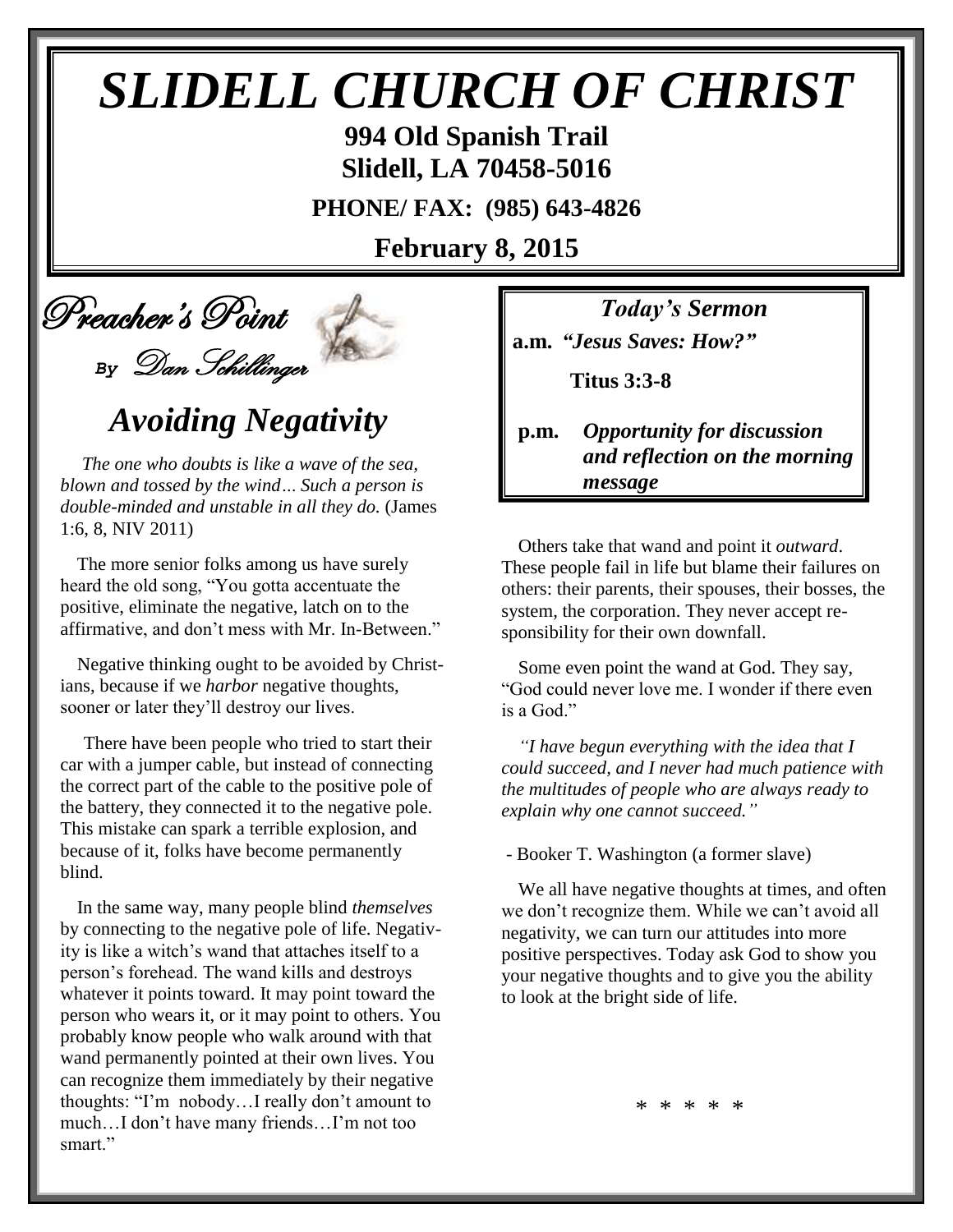# SLIDELL CHURCH OF CHRIST

**994 Old Spanish Trail**
**Slidell, LA 70458-5016**

**PHONE/ FAX: (985) 643-4826**

**February 8, 2015**

## Preacher's Point

*By Dan Schillinger*

## *Avoiding Negativity*

*The one who doubts is like a wave of the sea, blown and tossed by the wind… Such a person is double-minded and unstable in all they do.* (James 1:6, 8, NIV 2011)

The more senior folks among us have surely heard the old song, "You gotta accentuate the positive, eliminate the negative, latch on to the affirmative, and don't mess with Mr. In-Between."

Negative thinking ought to be avoided by Christians, because if we *harbor* negative thoughts, sooner or later they'll destroy our lives.

There have been people who tried to start their car with a jumper cable, but instead of connecting the correct part of the cable to the positive pole of the battery, they connected it to the negative pole. This mistake can spark a terrible explosion, and because of it, folks have become permanently blind.

In the same way, many people blind *themselves* by connecting to the negative pole of life. Negativity is like a witch's wand that attaches itself to a person's forehead. The wand kills and destroys whatever it points toward. It may point toward the person who wears it, or it may point to others. You probably know people who walk around with that wand permanently pointed at their own lives. You can recognize them immediately by their negative thoughts: "I'm nobody…I really don't amount to much…I don't have many friends…I'm not too smart."

Others take that wand and point it *outward*. These people fail in life but blame their failures on others: their parents, their spouses, their bosses, the system, the corporation. They never accept responsibility for their own downfall.

Some even point the wand at God. They say, "God could never love me. I wonder if there even is a God."

*"I have begun everything with the idea that I could succeed, and I never had much patience with the multitudes of people who are always ready to explain why one cannot succeed."*

- Booker T. Washington (a former slave)

We all have negative thoughts at times, and often we don't recognize them. While we can't avoid all negativity, we can turn our attitudes into more positive perspectives. Today ask God to show you your negative thoughts and to give you the ability to look at the bright side of life.

\* \* \* \* \*

### *Today's Sermon*

**a.m.** ***"Jesus Saves: How?"***

**Titus 3:3-8**

**p.m.** ***Opportunity for discussion and reflection on the morning message***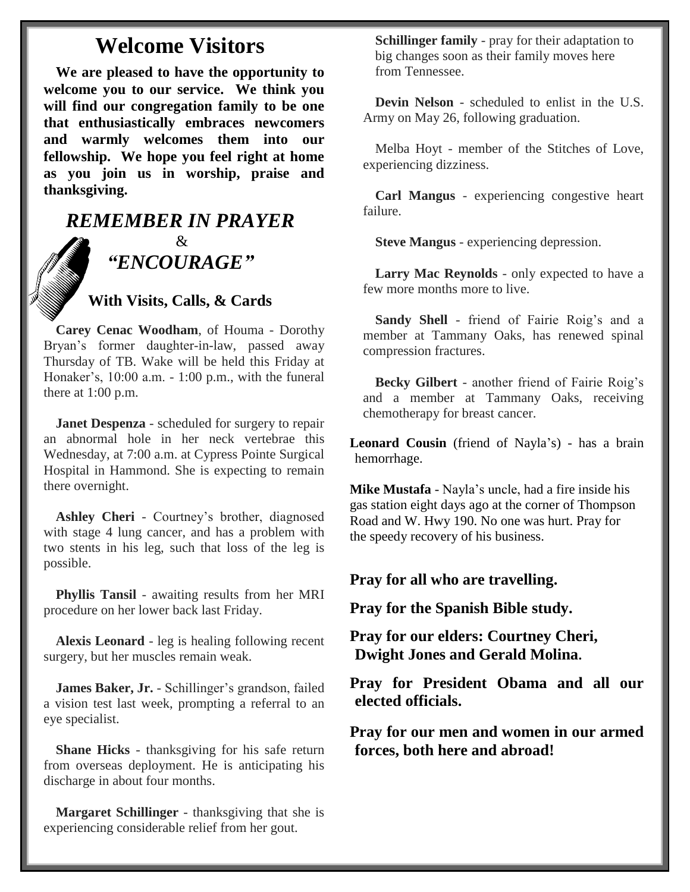# Welcome Visitors

**We are pleased to have the opportunity to welcome you to our service. We think you will find our congregation family to be one that enthusiastically embraces newcomers and warmly welcomes them into our fellowship. We hope you feel right at home as you join us in worship, praise and thanksgiving.**

## *REMEMBER IN PRAYER*
## &
## *"ENCOURAGE"*

### With Visits, Calls, & Cards

**Carey Cenac Woodham**, of Houma - Dorothy Bryan's former daughter-in-law, passed away Thursday of TB. Wake will be held this Friday at Honaker's, 10:00 a.m. - 1:00 p.m., with the funeral there at 1:00 p.m.

**Janet Despenza** - scheduled for surgery to repair an abnormal hole in her neck vertebrae this Wednesday, at 7:00 a.m. at Cypress Pointe Surgical Hospital in Hammond. She is expecting to remain there overnight.

**Ashley Cheri** - Courtney's brother, diagnosed with stage 4 lung cancer, and has a problem with two stents in his leg, such that loss of the leg is possible.

**Phyllis Tansil** - awaiting results from her MRI procedure on her lower back last Friday.

**Alexis Leonard** - leg is healing following recent surgery, but her muscles remain weak.

**James Baker, Jr.** - Schillinger's grandson, failed a vision test last week, prompting a referral to an eye specialist.

**Shane Hicks** - thanksgiving for his safe return from overseas deployment. He is anticipating his discharge in about four months.

**Margaret Schillinger** - thanksgiving that she is experiencing considerable relief from her gout.

**Schillinger family** - pray for their adaptation to big changes soon as their family moves here from Tennessee.

**Devin Nelson** - scheduled to enlist in the U.S. Army on May 26, following graduation.

Melba Hoyt - member of the Stitches of Love, experiencing dizziness.

**Carl Mangus** - experiencing congestive heart failure.

**Steve Mangus** - experiencing depression.

**Larry Mac Reynolds** - only expected to have a few more months more to live.

**Sandy Shell** - friend of Fairie Roig's and a member at Tammany Oaks, has renewed spinal compression fractures.

**Becky Gilbert** - another friend of Fairie Roig's and a member at Tammany Oaks, receiving chemotherapy for breast cancer.

**Leonard Cousin** (friend of Nayla's) - has a brain hemorrhage.

**Mike Mustafa** - Nayla's uncle, had a fire inside his gas station eight days ago at the corner of Thompson Road and W. Hwy 190. No one was hurt. Pray for the speedy recovery of his business.

**Pray for all who are travelling.**

**Pray for the Spanish Bible study.**

**Pray for our elders: Courtney Cheri, Dwight Jones and Gerald Molina.**

**Pray for President Obama and all our elected officials.**

**Pray for our men and women in our armed forces, both here and abroad!**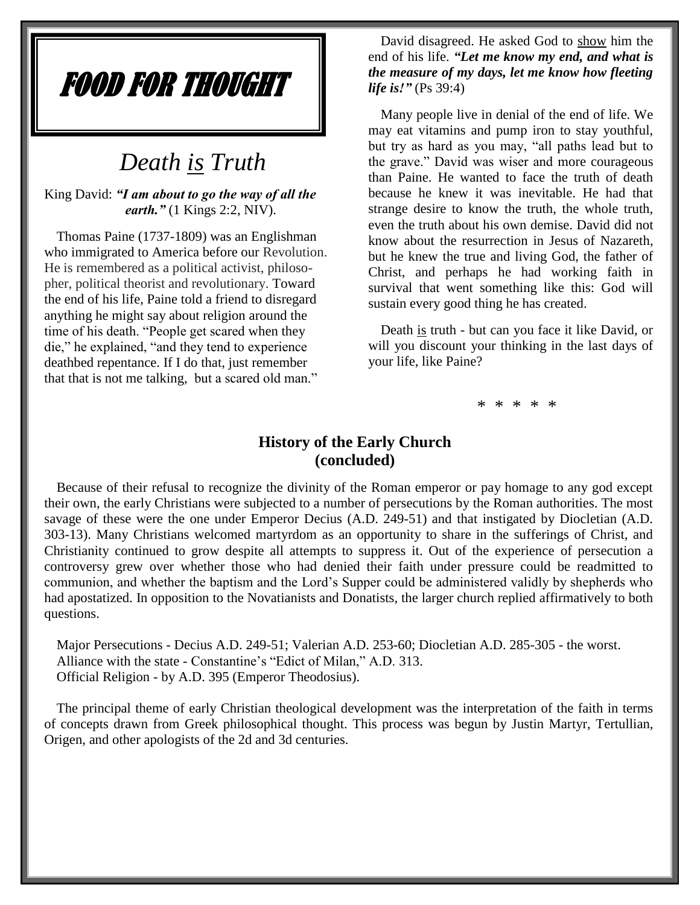# FOOD FOR THOUGHT

## *Death is Truth*

King David: ***"I am about to go the way of all the earth."*** (1 Kings 2:2, NIV).

Thomas Paine (1737-1809) was an Englishman who immigrated to America before our Revolution. He is remembered as a political activist, philosopher, political theorist and revolutionary. Toward the end of his life, Paine told a friend to disregard anything he might say about religion around the time of his death. "People get scared when they die," he explained, "and they tend to experience deathbed repentance. If I do that, just remember that that is not me talking, but a scared old man."

David disagreed. He asked God to show him the end of his life. ***"Let me know my end, and what is the measure of my days, let me know how fleeting life is!"*** (Ps 39:4)

Many people live in denial of the end of life. We may eat vitamins and pump iron to stay youthful, but try as hard as you may, "all paths lead but to the grave." David was wiser and more courageous than Paine. He wanted to face the truth of death because he knew it was inevitable. He had that strange desire to know the truth, the whole truth, even the truth about his own demise. David did not know about the resurrection in Jesus of Nazareth, but he knew the true and living God, the father of Christ, and perhaps he had working faith in survival that went something like this: God will sustain every good thing he has created.

Death is truth - but can you face it like David, or will you discount your thinking in the last days of your life, like Paine?

\* \* \* \* \*

## History of the Early Church (concluded)

Because of their refusal to recognize the divinity of the Roman emperor or pay homage to any god except their own, the early Christians were subjected to a number of persecutions by the Roman authorities. The most savage of these were the one under Emperor Decius (A.D. 249-51) and that instigated by Diocletian (A.D. 303-13). Many Christians welcomed martyrdom as an opportunity to share in the sufferings of Christ, and Christianity continued to grow despite all attempts to suppress it. Out of the experience of persecution a controversy grew over whether those who had denied their faith under pressure could be readmitted to communion, and whether the baptism and the Lord's Supper could be administered validly by shepherds who had apostatized. In opposition to the Novatianists and Donatists, the larger church replied affirmatively to both questions.

Major Persecutions - Decius A.D. 249-51; Valerian A.D. 253-60; Diocletian A.D. 285-305 - the worst.
Alliance with the state - Constantine's "Edict of Milan," A.D. 313.
Official Religion - by A.D. 395 (Emperor Theodosius).

The principal theme of early Christian theological development was the interpretation of the faith in terms of concepts drawn from Greek philosophical thought. This process was begun by Justin Martyr, Tertullian, Origen, and other apologists of the 2d and 3d centuries.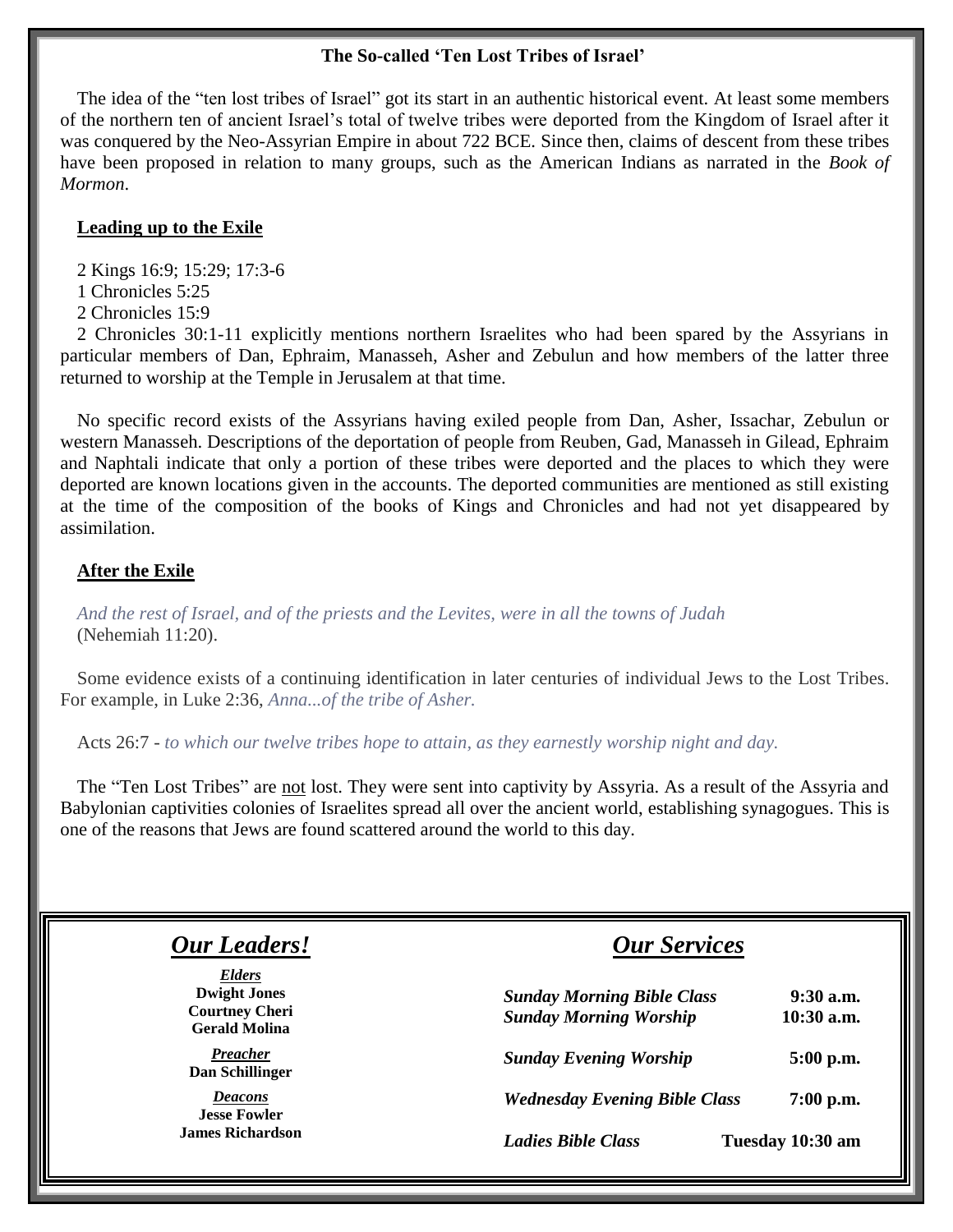## The So-called 'Ten Lost Tribes of Israel'

The idea of the "ten lost tribes of Israel" got its start in an authentic historical event. At least some members of the northern ten of ancient Israel's total of twelve tribes were deported from the Kingdom of Israel after it was conquered by the Neo-Assyrian Empire in about 722 BCE. Since then, claims of descent from these tribes have been proposed in relation to many groups, such as the American Indians as narrated in the *Book of Mormon*.

### Leading up to the Exile

2 Kings 16:9; 15:29; 17:3-6
1 Chronicles 5:25
2 Chronicles 15:9
2 Chronicles 30:1-11 explicitly mentions northern Israelites who had been spared by the Assyrians in particular members of Dan, Ephraim, Manasseh, Asher and Zebulun and how members of the latter three returned to worship at the Temple in Jerusalem at that time.

No specific record exists of the Assyrians having exiled people from Dan, Asher, Issachar, Zebulun or western Manasseh. Descriptions of the deportation of people from Reuben, Gad, Manasseh in Gilead, Ephraim and Naphtali indicate that only a portion of these tribes were deported and the places to which they were deported are known locations given in the accounts. The deported communities are mentioned as still existing at the time of the composition of the books of Kings and Chronicles and had not yet disappeared by assimilation.

### After the Exile

*And the rest of Israel, and of the priests and the Levites, were in all the towns of Judah* (Nehemiah 11:20).

Some evidence exists of a continuing identification in later centuries of individual Jews to the Lost Tribes. For example, in Luke 2:36, *Anna...of the tribe of Asher.*

Acts 26:7 - *to which our twelve tribes hope to attain, as they earnestly worship night and day.*

The "Ten Lost Tribes" are <u>not</u> lost. They were sent into captivity by Assyria. As a result of the Assyria and Babylonian captivities colonies of Israelites spread all over the ancient world, establishing synagogues. This is one of the reasons that Jews are found scattered around the world to this day.

## *Our Leaders!*

***Elders***
**Dwight Jones**
**Courtney Cheri**
**Gerald Molina**

***Preacher***
**Dan Schillinger**

***Deacons***
**Jesse Fowler**
**James Richardson**

## *Our Services*

| | |
|---|---|
| ***Sunday Morning Bible Class*** | **9:30 a.m.** |
| ***Sunday Morning Worship*** | **10:30 a.m.** |
| ***Sunday Evening Worship*** | **5:00 p.m.** |
| ***Wednesday Evening Bible Class*** | **7:00 p.m.** |
| ***Ladies Bible Class*** | **Tuesday 10:30 am** |